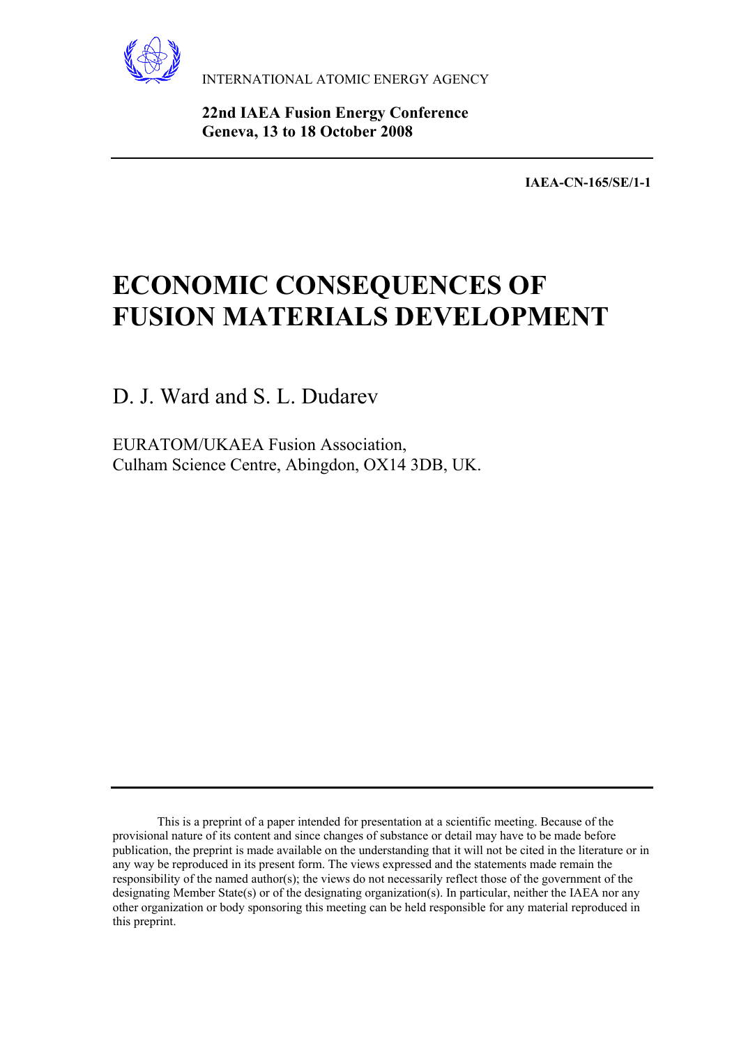INTERNATIONAL ATOMIC ENERGY AGENCY

**22nd IAEA Fusion Energy Conference**
**Geneva, 13 to 18 October 2008**

**IAEA-CN-165/SE/1-1**

# ECONOMIC CONSEQUENCES OF FUSION MATERIALS DEVELOPMENT

D. J. Ward and S. L. Dudarev

EURATOM/UKAEA Fusion Association,
Culham Science Centre, Abingdon, OX14 3DB, UK.

This is a preprint of a paper intended for presentation at a scientific meeting. Because of the provisional nature of its content and since changes of substance or detail may have to be made before publication, the preprint is made available on the understanding that it will not be cited in the literature or in any way be reproduced in its present form. The views expressed and the statements made remain the responsibility of the named author(s); the views do not necessarily reflect those of the government of the designating Member State(s) or of the designating organization(s). In particular, neither the IAEA nor any other organization or body sponsoring this meeting can be held responsible for any material reproduced in this preprint.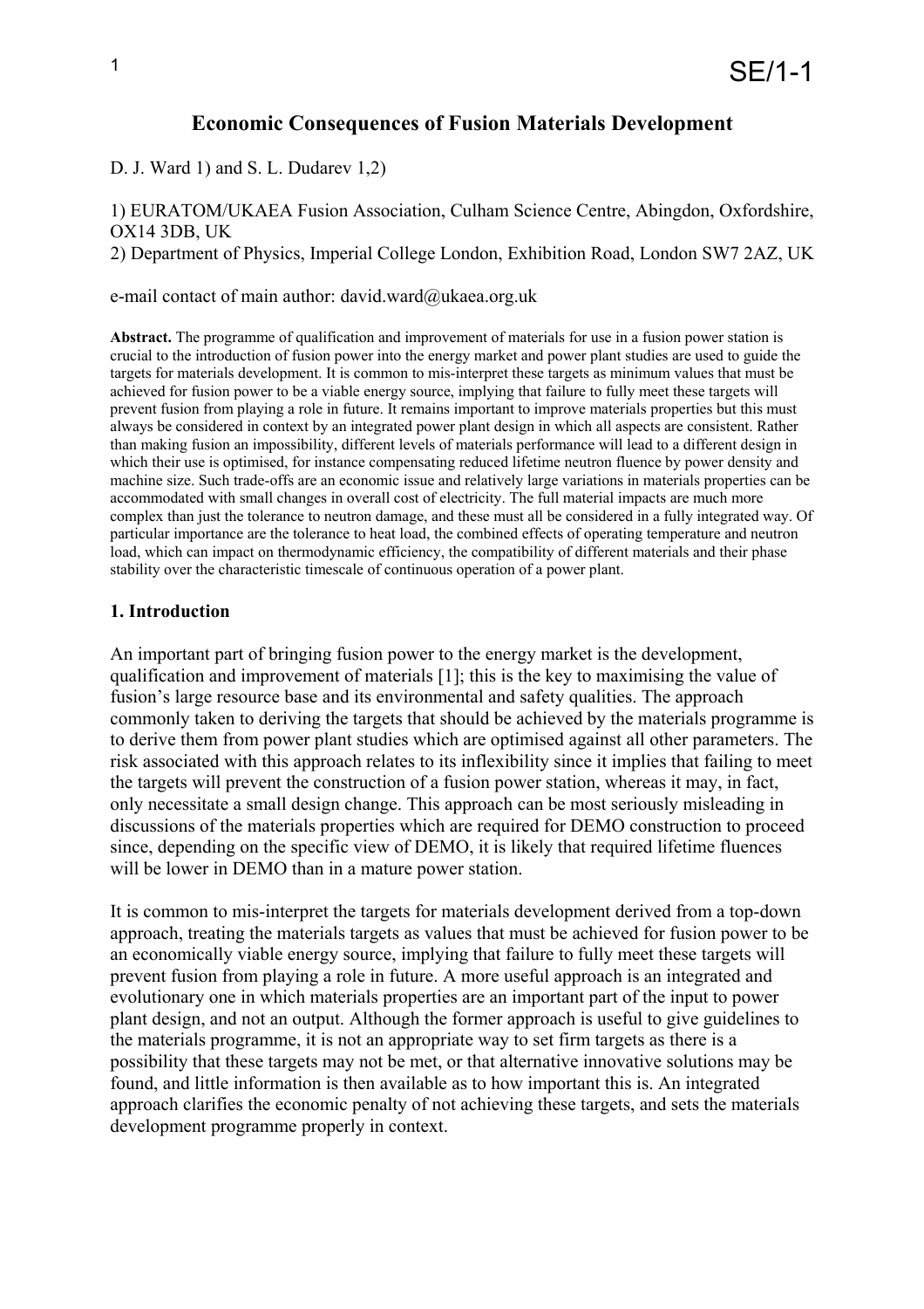# Economic Consequences of Fusion Materials Development

D. J. Ward 1) and S. L. Dudarev 1,2)

1) EURATOM/UKAEA Fusion Association, Culham Science Centre, Abingdon, Oxfordshire, OX14 3DB, UK
2) Department of Physics, Imperial College London, Exhibition Road, London SW7 2AZ, UK

e-mail contact of main author: david.ward@ukaea.org.uk

**Abstract.** The programme of qualification and improvement of materials for use in a fusion power station is crucial to the introduction of fusion power into the energy market and power plant studies are used to guide the targets for materials development. It is common to mis-interpret these targets as minimum values that must be achieved for fusion power to be a viable energy source, implying that failure to fully meet these targets will prevent fusion from playing a role in future. It remains important to improve materials properties but this must always be considered in context by an integrated power plant design in which all aspects are consistent. Rather than making fusion an impossibility, different levels of materials performance will lead to a different design in which their use is optimised, for instance compensating reduced lifetime neutron fluence by power density and machine size. Such trade-offs are an economic issue and relatively large variations in materials properties can be accommodated with small changes in overall cost of electricity. The full material impacts are much more complex than just the tolerance to neutron damage, and these must all be considered in a fully integrated way. Of particular importance are the tolerance to heat load, the combined effects of operating temperature and neutron load, which can impact on thermodynamic efficiency, the compatibility of different materials and their phase stability over the characteristic timescale of continuous operation of a power plant.

## 1. Introduction

An important part of bringing fusion power to the energy market is the development, qualification and improvement of materials [1]; this is the key to maximising the value of fusion's large resource base and its environmental and safety qualities. The approach commonly taken to deriving the targets that should be achieved by the materials programme is to derive them from power plant studies which are optimised against all other parameters. The risk associated with this approach relates to its inflexibility since it implies that failing to meet the targets will prevent the construction of a fusion power station, whereas it may, in fact, only necessitate a small design change. This approach can be most seriously misleading in discussions of the materials properties which are required for DEMO construction to proceed since, depending on the specific view of DEMO, it is likely that required lifetime fluences will be lower in DEMO than in a mature power station.

It is common to mis-interpret the targets for materials development derived from a top-down approach, treating the materials targets as values that must be achieved for fusion power to be an economically viable energy source, implying that failure to fully meet these targets will prevent fusion from playing a role in future. A more useful approach is an integrated and evolutionary one in which materials properties are an important part of the input to power plant design, and not an output. Although the former approach is useful to give guidelines to the materials programme, it is not an appropriate way to set firm targets as there is a possibility that these targets may not be met, or that alternative innovative solutions may be found, and little information is then available as to how important this is. An integrated approach clarifies the economic penalty of not achieving these targets, and sets the materials development programme properly in context.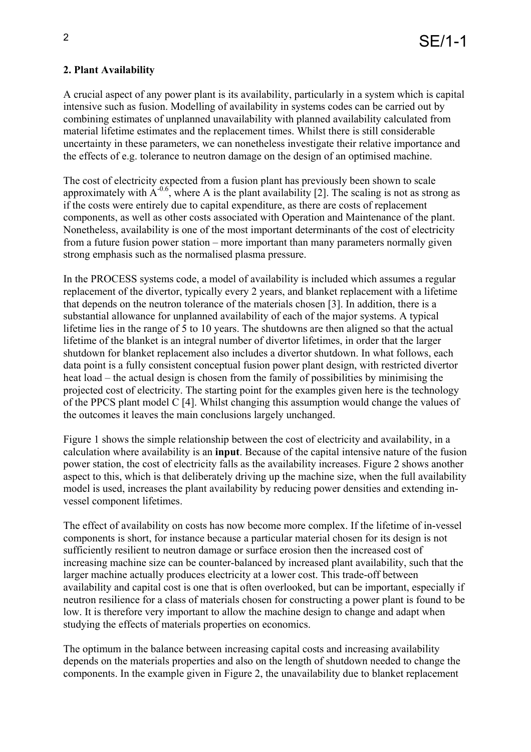## 2. Plant Availability

A crucial aspect of any power plant is its availability, particularly in a system which is capital intensive such as fusion. Modelling of availability in systems codes can be carried out by combining estimates of unplanned unavailability with planned availability calculated from material lifetime estimates and the replacement times. Whilst there is still considerable uncertainty in these parameters, we can nonetheless investigate their relative importance and the effects of e.g. tolerance to neutron damage on the design of an optimised machine.

The cost of electricity expected from a fusion plant has previously been shown to scale approximately with $A^{-0.6}$, where A is the plant availability [2]. The scaling is not as strong as if the costs were entirely due to capital expenditure, as there are costs of replacement components, as well as other costs associated with Operation and Maintenance of the plant. Nonetheless, availability is one of the most important determinants of the cost of electricity from a future fusion power station – more important than many parameters normally given strong emphasis such as the normalised plasma pressure.

In the PROCESS systems code, a model of availability is included which assumes a regular replacement of the divertor, typically every 2 years, and blanket replacement with a lifetime that depends on the neutron tolerance of the materials chosen [3]. In addition, there is a substantial allowance for unplanned availability of each of the major systems. A typical lifetime lies in the range of 5 to 10 years. The shutdowns are then aligned so that the actual lifetime of the blanket is an integral number of divertor lifetimes, in order that the larger shutdown for blanket replacement also includes a divertor shutdown. In what follows, each data point is a fully consistent conceptual fusion power plant design, with restricted divertor heat load – the actual design is chosen from the family of possibilities by minimising the projected cost of electricity. The starting point for the examples given here is the technology of the PPCS plant model C [4]. Whilst changing this assumption would change the values of the outcomes it leaves the main conclusions largely unchanged.

Figure 1 shows the simple relationship between the cost of electricity and availability, in a calculation where availability is an **input**. Because of the capital intensive nature of the fusion power station, the cost of electricity falls as the availability increases. Figure 2 shows another aspect to this, which is that deliberately driving up the machine size, when the full availability model is used, increases the plant availability by reducing power densities and extending in-vessel component lifetimes.

The effect of availability on costs has now become more complex. If the lifetime of in-vessel components is short, for instance because a particular material chosen for its design is not sufficiently resilient to neutron damage or surface erosion then the increased cost of increasing machine size can be counter-balanced by increased plant availability, such that the larger machine actually produces electricity at a lower cost. This trade-off between availability and capital cost is one that is often overlooked, but can be important, especially if neutron resilience for a class of materials chosen for constructing a power plant is found to be low. It is therefore very important to allow the machine design to change and adapt when studying the effects of materials properties on economics.

The optimum in the balance between increasing capital costs and increasing availability depends on the materials properties and also on the length of shutdown needed to change the components. In the example given in Figure 2, the unavailability due to blanket replacement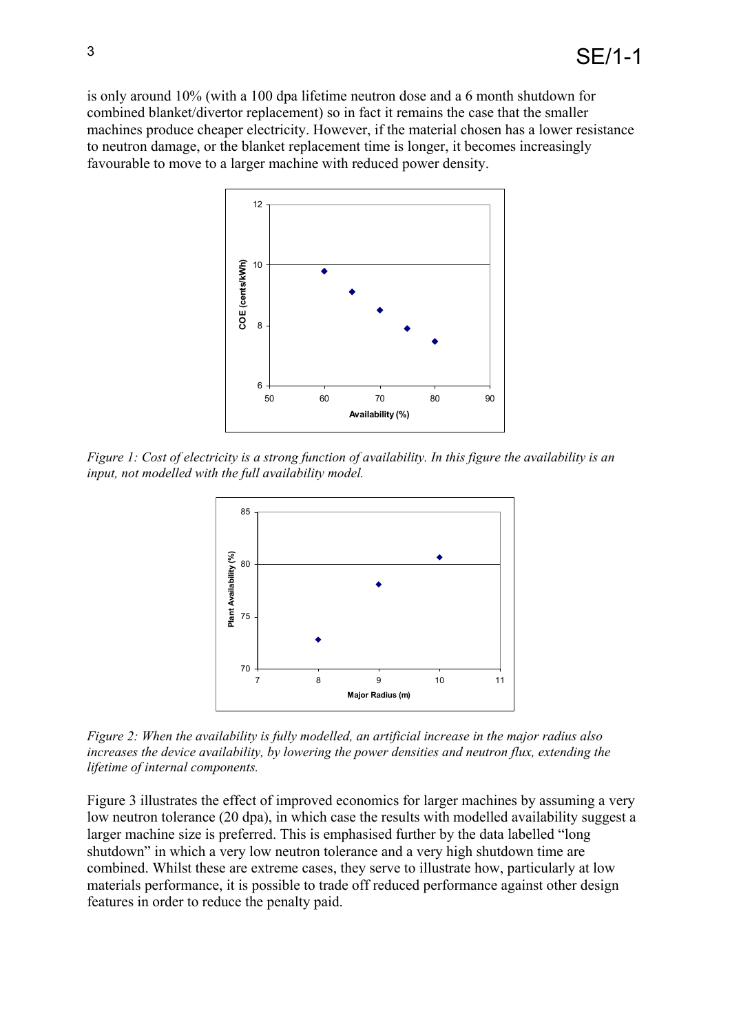is only around 10% (with a 100 dpa lifetime neutron dose and a 6 month shutdown for combined blanket/divertor replacement) so in fact it remains the case that the smaller machines produce cheaper electricity. However, if the material chosen has a lower resistance to neutron damage, or the blanket replacement time is longer, it becomes increasingly favourable to move to a larger machine with reduced power density.

*Figure 1: Cost of electricity is a strong function of availability. In this figure the availability is an input, not modelled with the full availability model.*

*Figure 2: When the availability is fully modelled, an artificial increase in the major radius also increases the device availability, by lowering the power densities and neutron flux, extending the lifetime of internal components.*

Figure 3 illustrates the effect of improved economics for larger machines by assuming a very low neutron tolerance (20 dpa), in which case the results with modelled availability suggest a larger machine size is preferred. This is emphasised further by the data labelled "long shutdown" in which a very low neutron tolerance and a very high shutdown time are combined. Whilst these are extreme cases, they serve to illustrate how, particularly at low materials performance, it is possible to trade off reduced performance against other design features in order to reduce the penalty paid.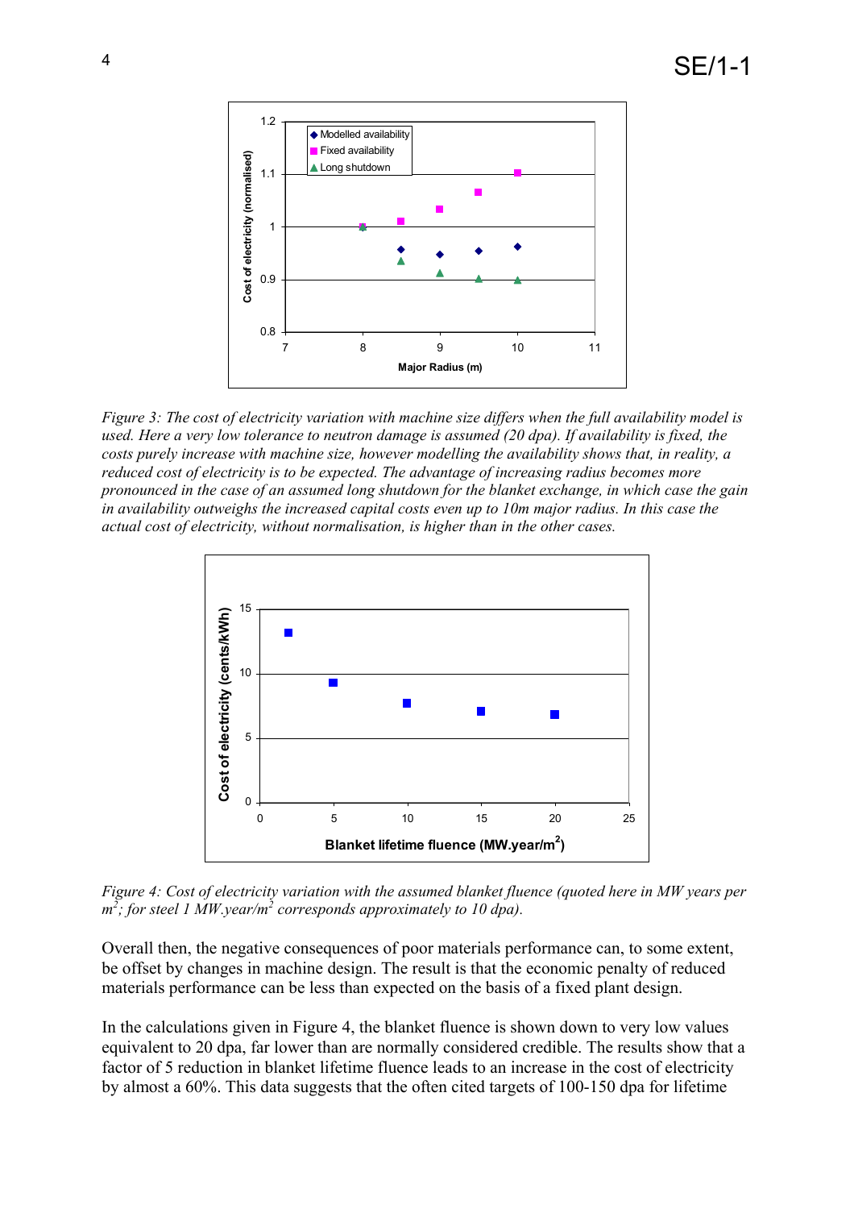*Figure 3: The cost of electricity variation with machine size differs when the full availability model is used. Here a very low tolerance to neutron damage is assumed (20 dpa). If availability is fixed, the costs purely increase with machine size, however modelling the availability shows that, in reality, a reduced cost of electricity is to be expected. The advantage of increasing radius becomes more pronounced in the case of an assumed long shutdown for the blanket exchange, in which case the gain in availability outweighs the increased capital costs even up to 10m major radius. In this case the actual cost of electricity, without normalisation, is higher than in the other cases.*

*Figure 4: Cost of electricity variation with the assumed blanket fluence (quoted here in MW years per $m^2$; for steel 1 MW.year/$m^2$ corresponds approximately to 10 dpa).*

Overall then, the negative consequences of poor materials performance can, to some extent, be offset by changes in machine design. The result is that the economic penalty of reduced materials performance can be less than expected on the basis of a fixed plant design.

In the calculations given in Figure 4, the blanket fluence is shown down to very low values equivalent to 20 dpa, far lower than are normally considered credible. The results show that a factor of 5 reduction in blanket lifetime fluence leads to an increase in the cost of electricity by almost a 60%. This data suggests that the often cited targets of 100-150 dpa for lifetime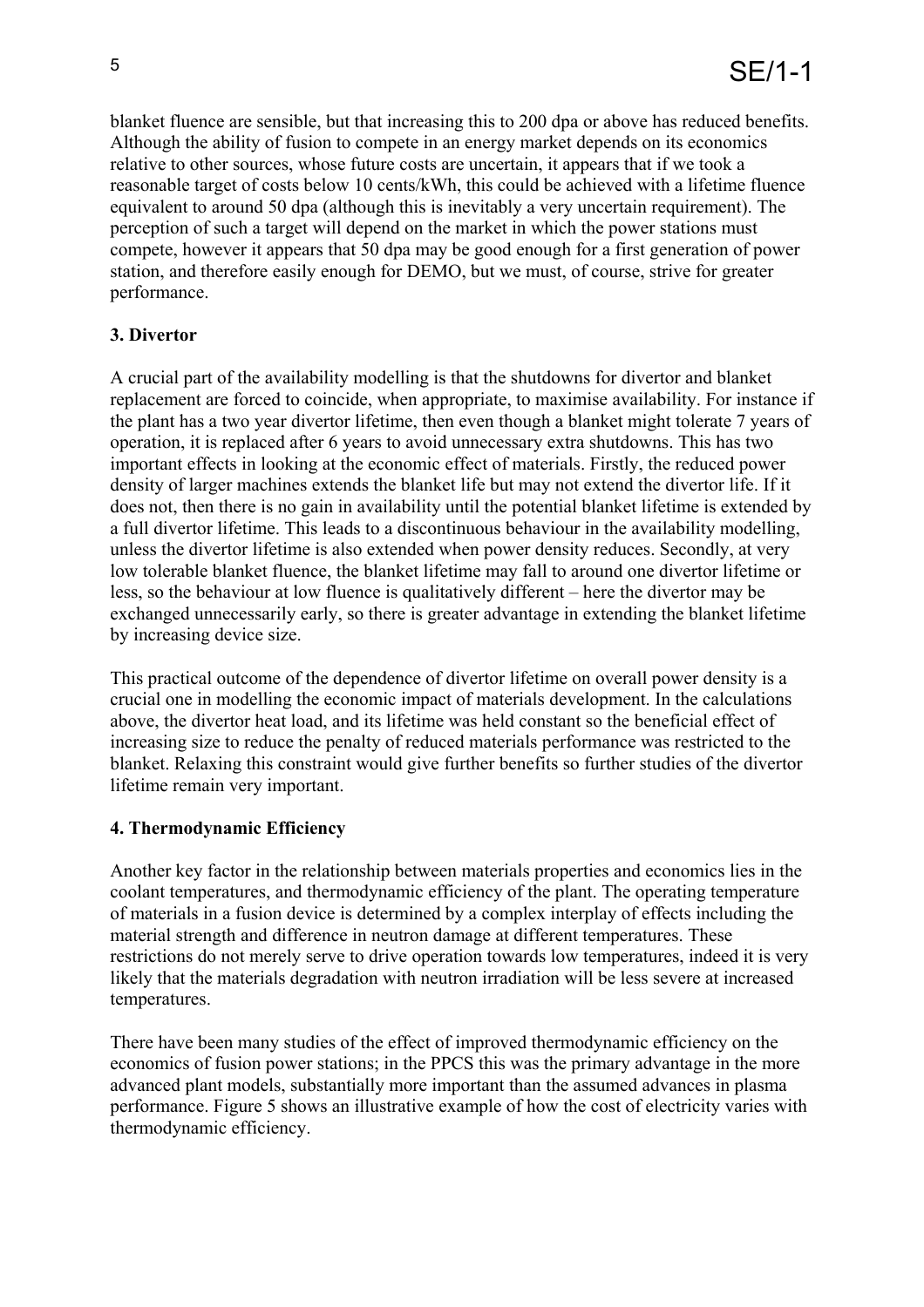blanket fluence are sensible, but that increasing this to 200 dpa or above has reduced benefits. Although the ability of fusion to compete in an energy market depends on its economics relative to other sources, whose future costs are uncertain, it appears that if we took a reasonable target of costs below 10 cents/kWh, this could be achieved with a lifetime fluence equivalent to around 50 dpa (although this is inevitably a very uncertain requirement). The perception of such a target will depend on the market in which the power stations must compete, however it appears that 50 dpa may be good enough for a first generation of power station, and therefore easily enough for DEMO, but we must, of course, strive for greater performance.

## 3. Divertor

A crucial part of the availability modelling is that the shutdowns for divertor and blanket replacement are forced to coincide, when appropriate, to maximise availability. For instance if the plant has a two year divertor lifetime, then even though a blanket might tolerate 7 years of operation, it is replaced after 6 years to avoid unnecessary extra shutdowns. This has two important effects in looking at the economic effect of materials. Firstly, the reduced power density of larger machines extends the blanket life but may not extend the divertor life. If it does not, then there is no gain in availability until the potential blanket lifetime is extended by a full divertor lifetime. This leads to a discontinuous behaviour in the availability modelling, unless the divertor lifetime is also extended when power density reduces. Secondly, at very low tolerable blanket fluence, the blanket lifetime may fall to around one divertor lifetime or less, so the behaviour at low fluence is qualitatively different – here the divertor may be exchanged unnecessarily early, so there is greater advantage in extending the blanket lifetime by increasing device size.

This practical outcome of the dependence of divertor lifetime on overall power density is a crucial one in modelling the economic impact of materials development. In the calculations above, the divertor heat load, and its lifetime was held constant so the beneficial effect of increasing size to reduce the penalty of reduced materials performance was restricted to the blanket. Relaxing this constraint would give further benefits so further studies of the divertor lifetime remain very important.

## 4. Thermodynamic Efficiency

Another key factor in the relationship between materials properties and economics lies in the coolant temperatures, and thermodynamic efficiency of the plant. The operating temperature of materials in a fusion device is determined by a complex interplay of effects including the material strength and difference in neutron damage at different temperatures. These restrictions do not merely serve to drive operation towards low temperatures, indeed it is very likely that the materials degradation with neutron irradiation will be less severe at increased temperatures.

There have been many studies of the effect of improved thermodynamic efficiency on the economics of fusion power stations; in the PPCS this was the primary advantage in the more advanced plant models, substantially more important than the assumed advances in plasma performance. Figure 5 shows an illustrative example of how the cost of electricity varies with thermodynamic efficiency.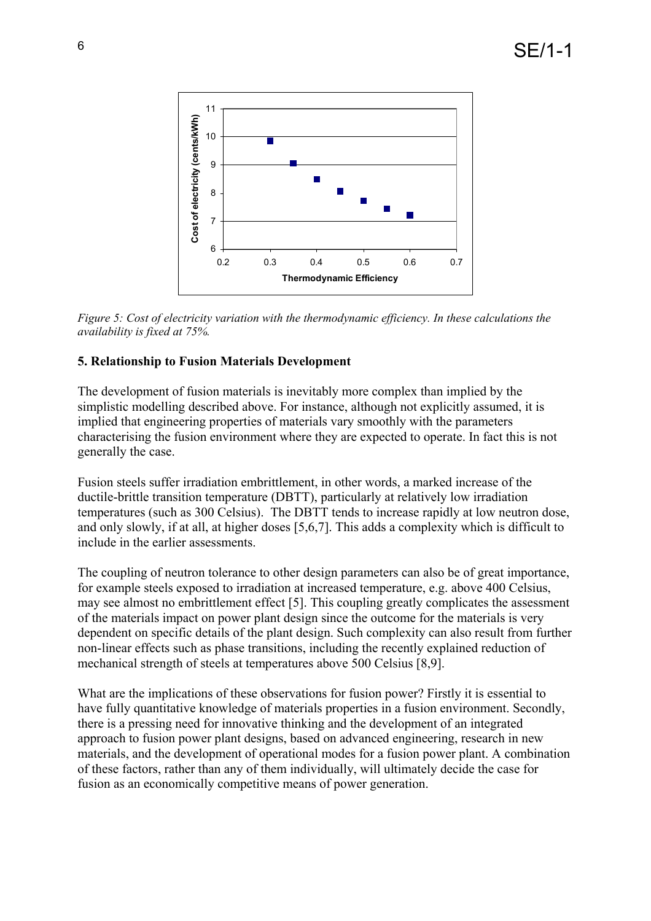*Figure 5: Cost of electricity variation with the thermodynamic efficiency. In these calculations the availability is fixed at 75%.*

### 5. Relationship to Fusion Materials Development

The development of fusion materials is inevitably more complex than implied by the simplistic modelling described above. For instance, although not explicitly assumed, it is implied that engineering properties of materials vary smoothly with the parameters characterising the fusion environment where they are expected to operate. In fact this is not generally the case.

Fusion steels suffer irradiation embrittlement, in other words, a marked increase of the ductile-brittle transition temperature (DBTT), particularly at relatively low irradiation temperatures (such as 300 Celsius). The DBTT tends to increase rapidly at low neutron dose, and only slowly, if at all, at higher doses [5,6,7]. This adds a complexity which is difficult to include in the earlier assessments.

The coupling of neutron tolerance to other design parameters can also be of great importance, for example steels exposed to irradiation at increased temperature, e.g. above 400 Celsius, may see almost no embrittlement effect [5]. This coupling greatly complicates the assessment of the materials impact on power plant design since the outcome for the materials is very dependent on specific details of the plant design. Such complexity can also result from further non-linear effects such as phase transitions, including the recently explained reduction of mechanical strength of steels at temperatures above 500 Celsius [8,9].

What are the implications of these observations for fusion power? Firstly it is essential to have fully quantitative knowledge of materials properties in a fusion environment. Secondly, there is a pressing need for innovative thinking and the development of an integrated approach to fusion power plant designs, based on advanced engineering, research in new materials, and the development of operational modes for a fusion power plant. A combination of these factors, rather than any of them individually, will ultimately decide the case for fusion as an economically competitive means of power generation.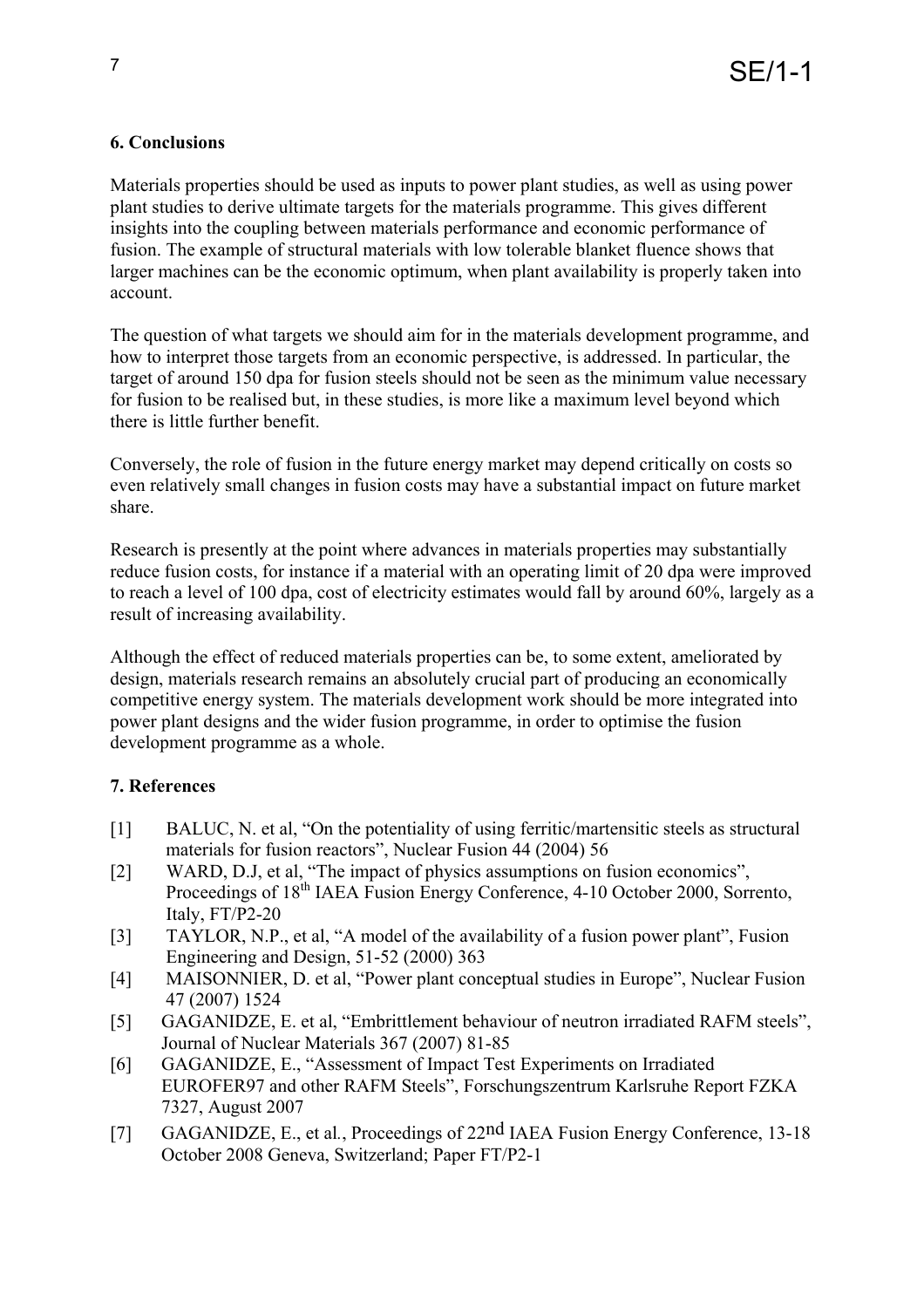## 6. Conclusions

Materials properties should be used as inputs to power plant studies, as well as using power plant studies to derive ultimate targets for the materials programme. This gives different insights into the coupling between materials performance and economic performance of fusion. The example of structural materials with low tolerable blanket fluence shows that larger machines can be the economic optimum, when plant availability is properly taken into account.

The question of what targets we should aim for in the materials development programme, and how to interpret those targets from an economic perspective, is addressed. In particular, the target of around 150 dpa for fusion steels should not be seen as the minimum value necessary for fusion to be realised but, in these studies, is more like a maximum level beyond which there is little further benefit.

Conversely, the role of fusion in the future energy market may depend critically on costs so even relatively small changes in fusion costs may have a substantial impact on future market share.

Research is presently at the point where advances in materials properties may substantially reduce fusion costs, for instance if a material with an operating limit of 20 dpa were improved to reach a level of 100 dpa, cost of electricity estimates would fall by around 60%, largely as a result of increasing availability.

Although the effect of reduced materials properties can be, to some extent, ameliorated by design, materials research remains an absolutely crucial part of producing an economically competitive energy system. The materials development work should be more integrated into power plant designs and the wider fusion programme, in order to optimise the fusion development programme as a whole.

## 7. References

[1] BALUC, N. et al, "On the potentiality of using ferritic/martensitic steels as structural materials for fusion reactors", Nuclear Fusion 44 (2004) 56

[2] WARD, D.J, et al, "The impact of physics assumptions on fusion economics", Proceedings of 18th IAEA Fusion Energy Conference, 4-10 October 2000, Sorrento, Italy, FT/P2-20

[3] TAYLOR, N.P., et al, "A model of the availability of a fusion power plant", Fusion Engineering and Design, 51-52 (2000) 363

[4] MAISONNIER, D. et al, "Power plant conceptual studies in Europe", Nuclear Fusion 47 (2007) 1524

[5] GAGANIDZE, E. et al, "Embrittlement behaviour of neutron irradiated RAFM steels", Journal of Nuclear Materials 367 (2007) 81-85

[6] GAGANIDZE, E., "Assessment of Impact Test Experiments on Irradiated EUROFER97 and other RAFM Steels", Forschungszentrum Karlsruhe Report FZKA 7327, August 2007

[7] GAGANIDZE, E., et al., Proceedings of 22nd IAEA Fusion Energy Conference, 13-18 October 2008 Geneva, Switzerland; Paper FT/P2-1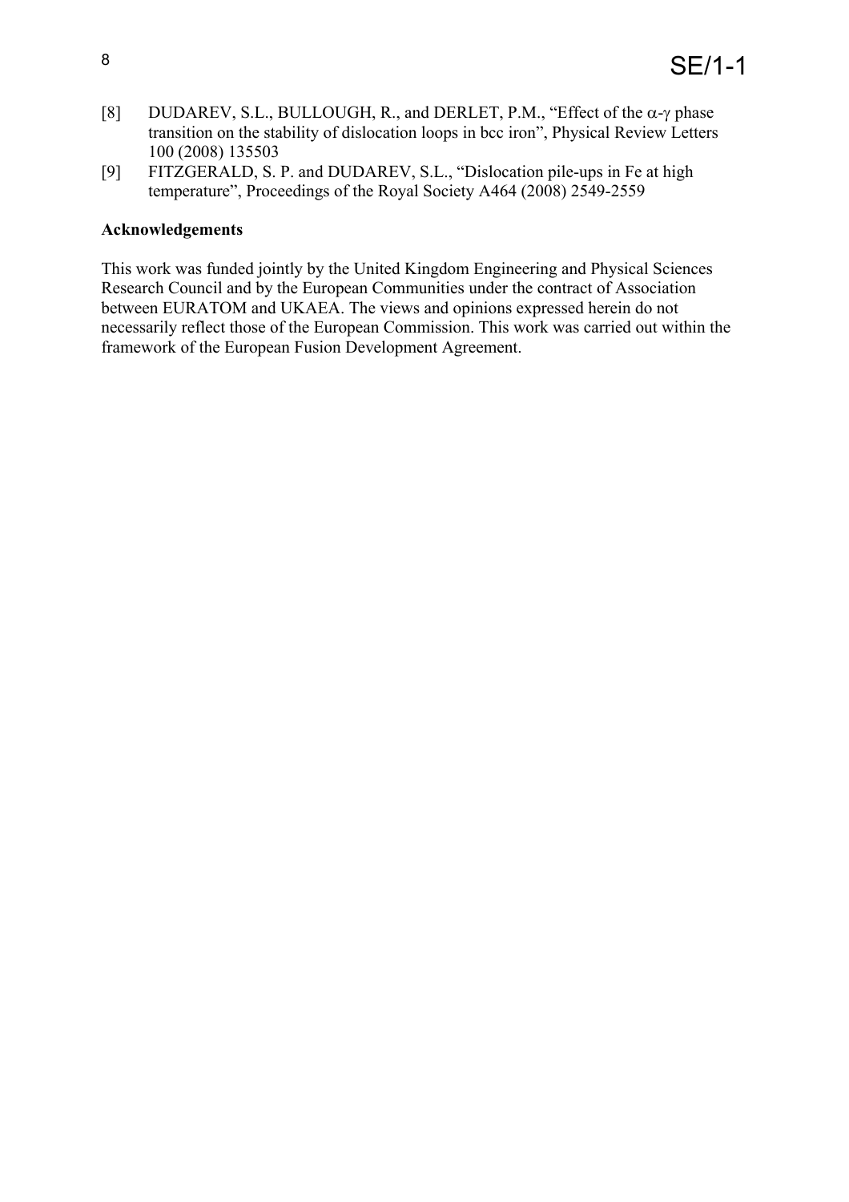[8] DUDAREV, S.L., BULLOUGH, R., and DERLET, P.M., “Effect of the $\alpha$-$\gamma$ phase transition on the stability of dislocation loops in bcc iron”, Physical Review Letters 100 (2008) 135503

[9] FITZGERALD, S. P. and DUDAREV, S.L., “Dislocation pile-ups in Fe at high temperature”, Proceedings of the Royal Society A464 (2008) 2549-2559

**Acknowledgements**

This work was funded jointly by the United Kingdom Engineering and Physical Sciences Research Council and by the European Communities under the contract of Association between EURATOM and UKAEA. The views and opinions expressed herein do not necessarily reflect those of the European Commission. This work was carried out within the framework of the European Fusion Development Agreement.